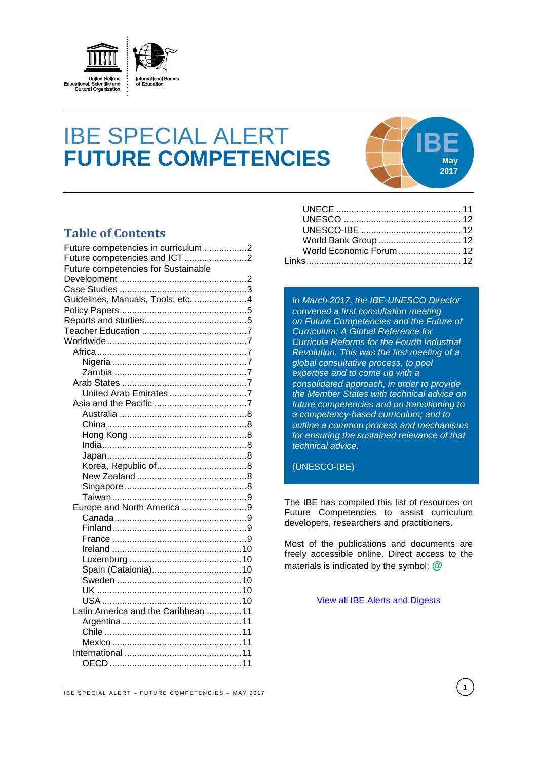United Nations Educational, Scientific and Cultural Organization

International Bureau of Education

# IBE SPECIAL ALERT
# **FUTURE COMPETENCIES**

IBE May 2017

## Table of Contents

Future competencies in curriculum ................. 2
Future competencies and ICT ......................... 2
Future competencies for Sustainable Development ................................................... 2
Case Studies ................................................... 3
Guidelines, Manuals, Tools, etc. ..................... 4
Policy Papers ................................................... 5
Reports and studies ......................................... 5
Teacher Education .......................................... 7
Worldwide ........................................................ 7
- Africa ............................................................ 7
  - Nigeria ...................................................... 7
  - Zambia ..................................................... 7
- Arab States .................................................. 7
  - United Arab Emirates ............................... 7
- Asia and the Pacific ..................................... 7
  - Australia ................................................... 8
  - China ........................................................ 8
  - Hong Kong ............................................... 8
  - India .......................................................... 8
  - Japan ........................................................ 8
  - Korea, Republic of .................................... 8
  - New Zealand ............................................ 8
  - Singapore ................................................. 8
  - Taiwan ...................................................... 9
- Europe and North America .......................... 9
  - Canada ..................................................... 9
  - Finland ...................................................... 9
  - France ...................................................... 9
  - Ireland .................................................... 10
  - Luxemburg ............................................. 10
  - Spain (Catalonia) .................................... 10
  - Sweden .................................................. 10
  - UK .......................................................... 10
  - USA ........................................................ 10
- Latin America and the Caribbean .............. 11
  - Argentina ................................................ 11
  - Chile ....................................................... 11
  - Mexico .................................................... 11
- International ............................................... 11
  - OECD ..................................................... 11
  - UNECE ................................................... 11
  - UNESCO ................................................. 12
  - UNESCO-IBE ......................................... 12
  - World Bank Group ................................. 12
  - World Economic Forum ......................... 12

Links ............................................................. 12

*In March 2017, the IBE-UNESCO Director convened a first consultation meeting on Future Competencies and the Future of Curriculum: A Global Reference for Curricula Reforms for the Fourth Industrial Revolution. This was the first meeting of a global consultative process, to pool expertise and to come up with a consolidated approach, in order to provide the Member States with technical advice on future competencies and on transitioning to a competency-based curriculum; and to outline a common process and mechanisms for ensuring the sustained relevance of that technical advice.*

(UNESCO-IBE)

The IBE has compiled this list of resources on Future Competencies to assist curriculum developers, researchers and practitioners.

Most of the publications and documents are freely accessible online. Direct access to the materials is indicated by the symbol: @

View all IBE Alerts and Digests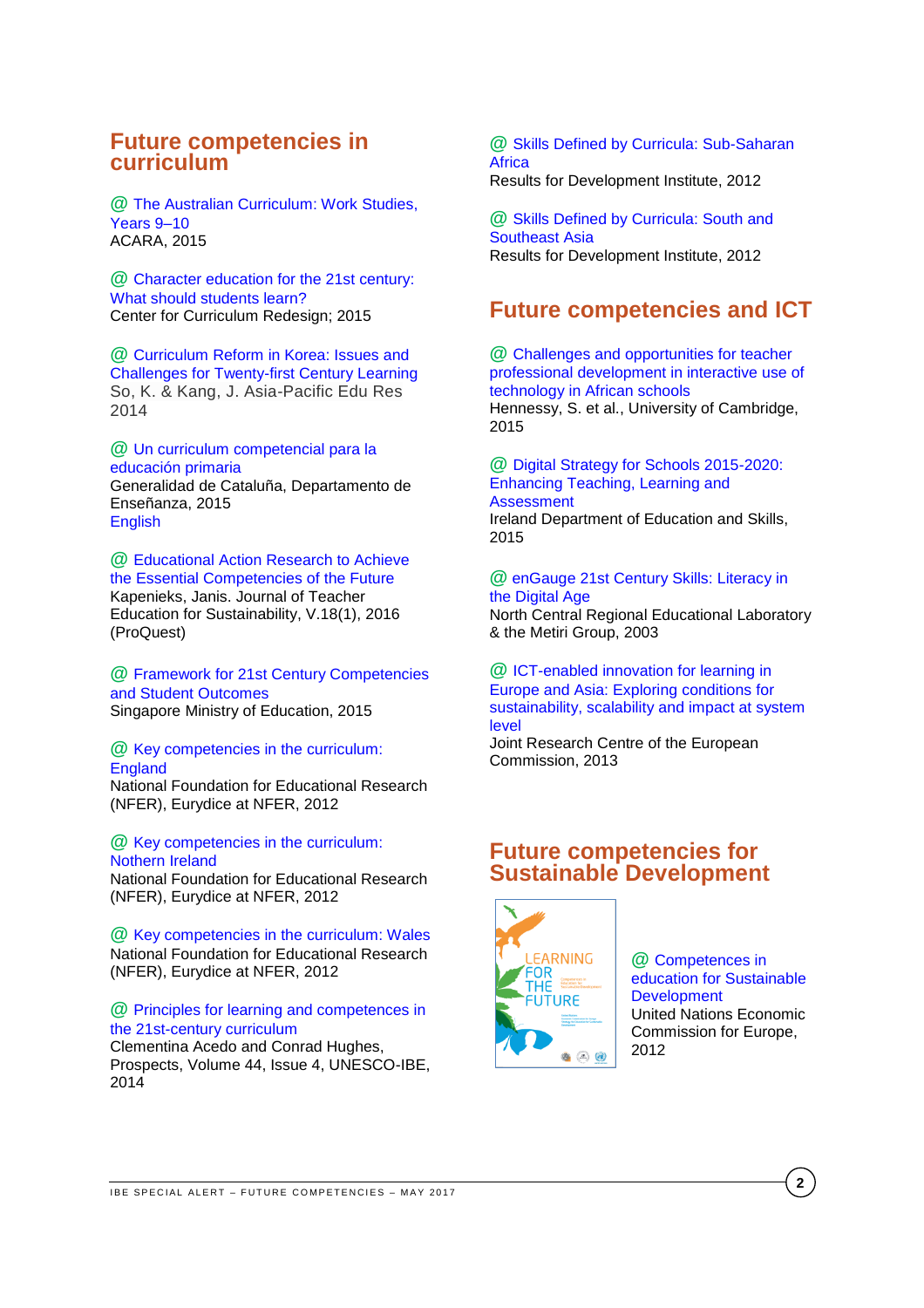## Future competencies in curriculum

@ The Australian Curriculum: Work Studies, Years 9–10
ACARA, 2015

@ Character education for the 21st century: What should students learn?
Center for Curriculum Redesign; 2015

@ Curriculum Reform in Korea: Issues and Challenges for Twenty-first Century Learning
So, K. & Kang, J. Asia-Pacific Edu Res 2014

@ Un curriculum competencial para la educación primaria
Generalidad de Cataluña, Departamento de Enseñanza, 2015
English

@ Educational Action Research to Achieve the Essential Competencies of the Future
Kapenieks, Janis. Journal of Teacher Education for Sustainability, V.18(1), 2016 (ProQuest)

@ Framework for 21st Century Competencies and Student Outcomes
Singapore Ministry of Education, 2015

@ Key competencies in the curriculum: England
National Foundation for Educational Research (NFER), Eurydice at NFER, 2012

@ Key competencies in the curriculum: Nothern Ireland
National Foundation for Educational Research (NFER), Eurydice at NFER, 2012

@ Key competencies in the curriculum: Wales
National Foundation for Educational Research (NFER), Eurydice at NFER, 2012

@ Principles for learning and competences in the 21st-century curriculum
Clementina Acedo and Conrad Hughes, Prospects, Volume 44, Issue 4, UNESCO-IBE, 2014

@ Skills Defined by Curricula: Sub-Saharan Africa
Results for Development Institute, 2012

@ Skills Defined by Curricula: South and Southeast Asia
Results for Development Institute, 2012

## Future competencies and ICT

@ Challenges and opportunities for teacher professional development in interactive use of technology in African schools
Hennessy, S. et al., University of Cambridge, 2015

@ Digital Strategy for Schools 2015-2020: Enhancing Teaching, Learning and Assessment
Ireland Department of Education and Skills, 2015

@ enGauge 21st Century Skills: Literacy in the Digital Age
North Central Regional Educational Laboratory & the Metiri Group, 2003

@ ICT-enabled innovation for learning in Europe and Asia: Exploring conditions for sustainability, scalability and impact at system level
Joint Research Centre of the European Commission, 2013

## Future competencies for Sustainable Development

@ Competences in education for Sustainable Development
United Nations Economic Commission for Europe, 2012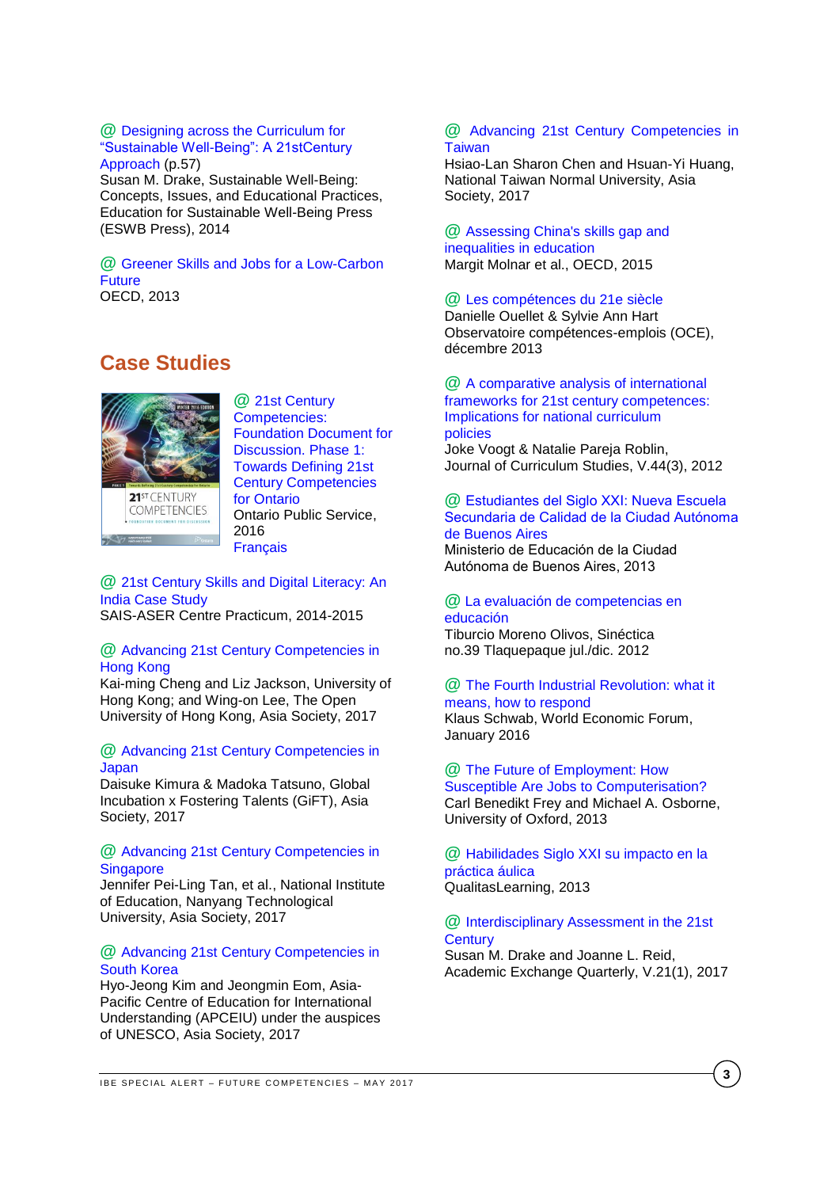@ Designing across the Curriculum for "Sustainable Well-Being": A 21stCentury Approach (p.57)
Susan M. Drake, Sustainable Well-Being: Concepts, Issues, and Educational Practices, Education for Sustainable Well-Being Press (ESWB Press), 2014

@ Greener Skills and Jobs for a Low-Carbon Future
OECD, 2013

## Case Studies

@ 21st Century Competencies: Foundation Document for Discussion. Phase 1: Towards Defining 21st Century Competencies for Ontario
Ontario Public Service, 2016
Français

@ 21st Century Skills and Digital Literacy: An India Case Study
SAIS-ASER Centre Practicum, 2014-2015

@ Advancing 21st Century Competencies in Hong Kong
Kai-ming Cheng and Liz Jackson, University of Hong Kong; and Wing-on Lee, The Open University of Hong Kong, Asia Society, 2017

@ Advancing 21st Century Competencies in Japan
Daisuke Kimura & Madoka Tatsuno, Global Incubation x Fostering Talents (GiFT), Asia Society, 2017

@ Advancing 21st Century Competencies in Singapore
Jennifer Pei-Ling Tan, et al., National Institute of Education, Nanyang Technological University, Asia Society, 2017

@ Advancing 21st Century Competencies in South Korea
Hyo-Jeong Kim and Jeongmin Eom, Asia-Pacific Centre of Education for International Understanding (APCEIU) under the auspices of UNESCO, Asia Society, 2017

@ Advancing 21st Century Competencies in Taiwan
Hsiao-Lan Sharon Chen and Hsuan-Yi Huang, National Taiwan Normal University, Asia Society, 2017

@ Assessing China's skills gap and inequalities in education
Margit Molnar et al., OECD, 2015

@ Les compétences du 21e siècle
Danielle Ouellet & Sylvie Ann Hart
Observatoire compétences-emplois (OCE), décembre 2013

@ A comparative analysis of international frameworks for 21st century competences: Implications for national curriculum policies
Joke Voogt & Natalie Pareja Roblin, Journal of Curriculum Studies, V.44(3), 2012

@ Estudiantes del Siglo XXI: Nueva Escuela Secundaria de Calidad de la Ciudad Autónoma de Buenos Aires
Ministerio de Educación de la Ciudad Autónoma de Buenos Aires, 2013

@ La evaluación de competencias en educación
Tiburcio Moreno Olivos, Sinéctica no.39 Tlaquepaque jul./dic. 2012

@ The Fourth Industrial Revolution: what it means, how to respond
Klaus Schwab, World Economic Forum, January 2016

@ The Future of Employment: How Susceptible Are Jobs to Computerisation?
Carl Benedikt Frey and Michael A. Osborne, University of Oxford, 2013

@ Habilidades Siglo XXI su impacto en la práctica áulica
QualitasLearning, 2013

@ Interdisciplinary Assessment in the 21st Century
Susan M. Drake and Joanne L. Reid, Academic Exchange Quarterly, V.21(1), 2017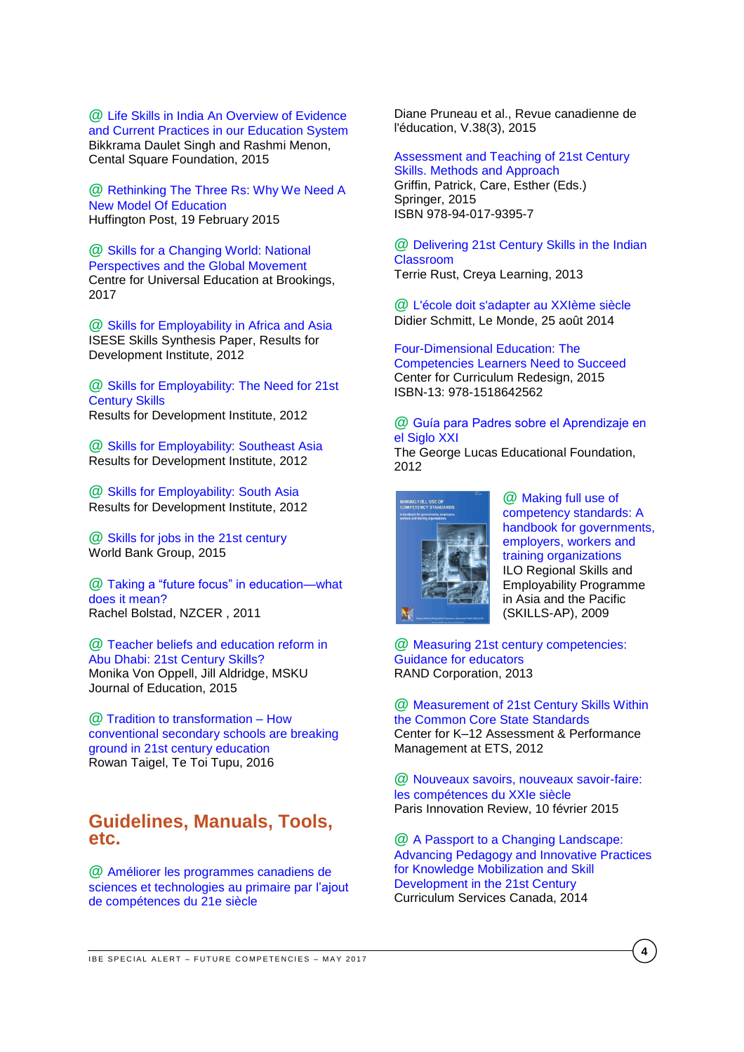@ Life Skills in India An Overview of Evidence and Current Practices in our Education System
Bikkrama Daulet Singh and Rashmi Menon, Cental Square Foundation, 2015

@ Rethinking The Three Rs: Why We Need A New Model Of Education
Huffington Post, 19 February 2015

@ Skills for a Changing World: National Perspectives and the Global Movement
Centre for Universal Education at Brookings, 2017

@ Skills for Employability in Africa and Asia
ISESE Skills Synthesis Paper, Results for Development Institute, 2012

@ Skills for Employability: The Need for 21st Century Skills
Results for Development Institute, 2012

@ Skills for Employability: Southeast Asia
Results for Development Institute, 2012

@ Skills for Employability: South Asia
Results for Development Institute, 2012

@ Skills for jobs in the 21st century
World Bank Group, 2015

@ Taking a "future focus" in education—what does it mean?
Rachel Bolstad, NZCER , 2011

@ Teacher beliefs and education reform in Abu Dhabi: 21st Century Skills?
Monika Von Oppell, Jill Aldridge, MSKU Journal of Education, 2015

@ Tradition to transformation – How conventional secondary schools are breaking ground in 21st century education
Rowan Taigel, Te Toi Tupu, 2016

## Guidelines, Manuals, Tools, etc.

@ Améliorer les programmes canadiens de sciences et technologies au primaire par l'ajout de compétences du 21e siècle
Diane Pruneau et al., Revue canadienne de l'éducation, V.38(3), 2015

Assessment and Teaching of 21st Century Skills. Methods and Approach
Griffin, Patrick, Care, Esther (Eds.)
Springer, 2015
ISBN 978-94-017-9395-7

@ Delivering 21st Century Skills in the Indian Classroom
Terrie Rust, Creya Learning, 2013

@ L'école doit s'adapter au XXIème siècle
Didier Schmitt, Le Monde, 25 août 2014

Four-Dimensional Education: The Competencies Learners Need to Succeed
Center for Curriculum Redesign, 2015
ISBN-13: 978-1518642562

@ Guía para Padres sobre el Aprendizaje en el Siglo XXI
The George Lucas Educational Foundation, 2012

@ Making full use of competency standards: A handbook for governments, employers, workers and training organizations
ILO Regional Skills and Employability Programme in Asia and the Pacific (SKILLS-AP), 2009

@ Measuring 21st century competencies: Guidance for educators
RAND Corporation, 2013

@ Measurement of 21st Century Skills Within the Common Core State Standards
Center for K–12 Assessment & Performance Management at ETS, 2012

@ Nouveaux savoirs, nouveaux savoir-faire: les compétences du XXIe siècle
Paris Innovation Review, 10 février 2015

@ A Passport to a Changing Landscape: Advancing Pedagogy and Innovative Practices for Knowledge Mobilization and Skill Development in the 21st Century
Curriculum Services Canada, 2014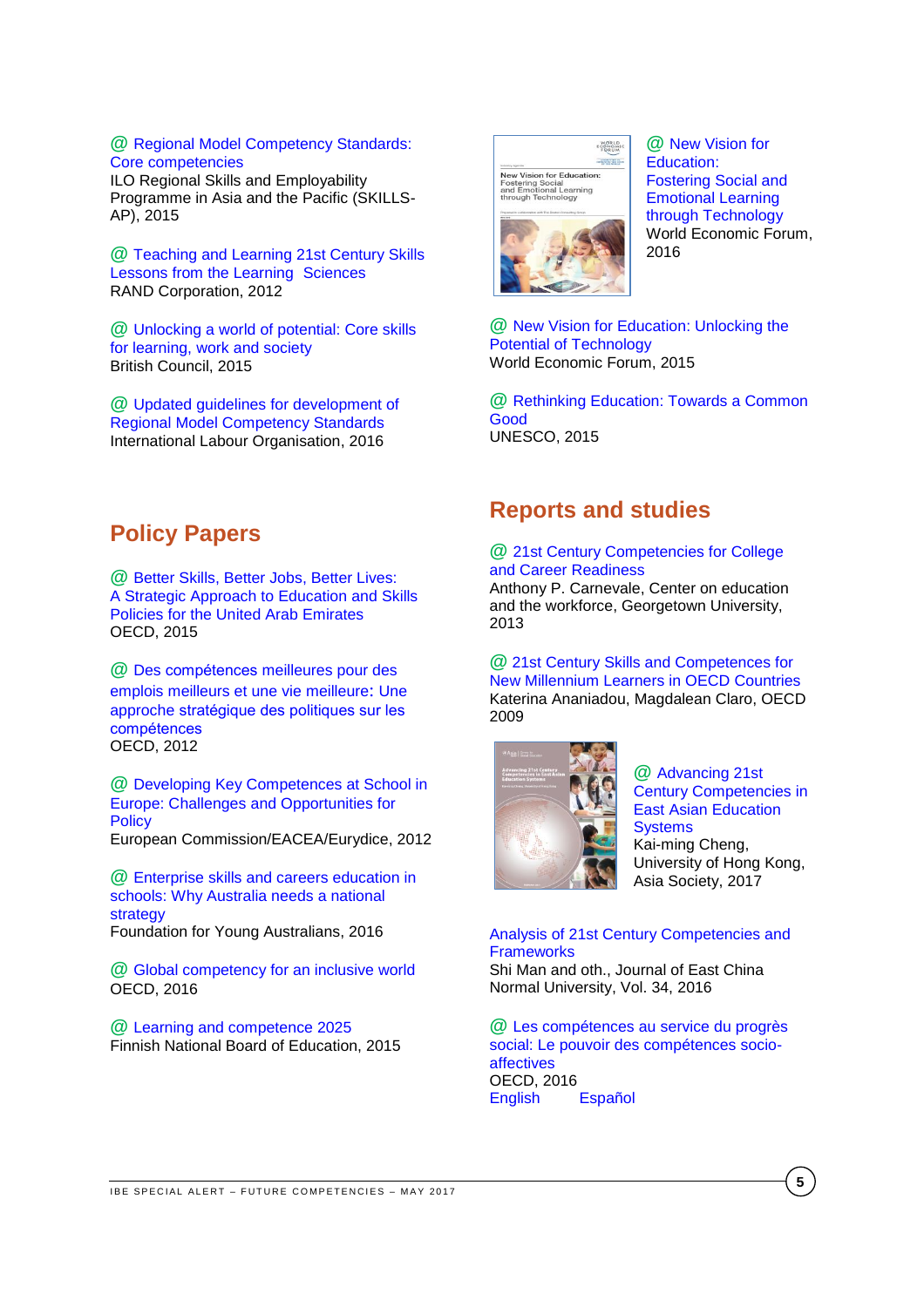@ Regional Model Competency Standards: Core competencies
ILO Regional Skills and Employability Programme in Asia and the Pacific (SKILLS-AP), 2015

@ Teaching and Learning 21st Century Skills Lessons from the Learning Sciences
RAND Corporation, 2012

@ Unlocking a world of potential: Core skills for learning, work and society
British Council, 2015

@ Updated guidelines for development of Regional Model Competency Standards
International Labour Organisation, 2016

@ New Vision for Education: Fostering Social and Emotional Learning through Technology
World Economic Forum, 2016

@ New Vision for Education: Unlocking the Potential of Technology
World Economic Forum, 2015

@ Rethinking Education: Towards a Common Good
UNESCO, 2015

## Policy Papers

@ Better Skills, Better Jobs, Better Lives: A Strategic Approach to Education and Skills Policies for the United Arab Emirates
OECD, 2015

@ Des compétences meilleures pour des emplois meilleurs et une vie meilleure: Une approche stratégique des politiques sur les compétences
OECD, 2012

@ Developing Key Competences at School in Europe: Challenges and Opportunities for Policy
European Commission/EACEA/Eurydice, 2012

@ Enterprise skills and careers education in schools: Why Australia needs a national strategy
Foundation for Young Australians, 2016

@ Global competency for an inclusive world
OECD, 2016

@ Learning and competence 2025
Finnish National Board of Education, 2015

## Reports and studies

@ 21st Century Competencies for College and Career Readiness
Anthony P. Carnevale, Center on education and the workforce, Georgetown University, 2013

@ 21st Century Skills and Competences for New Millennium Learners in OECD Countries
Katerina Ananiadou, Magdalean Claro, OECD 2009

@ Advancing 21st Century Competencies in East Asian Education Systems
Kai-ming Cheng, University of Hong Kong, Asia Society, 2017

Analysis of 21st Century Competencies and Frameworks
Shi Man and oth., Journal of East China Normal University, Vol. 34, 2016

@ Les compétences au service du progrès social: Le pouvoir des compétences socio-affectives
OECD, 2016
English Español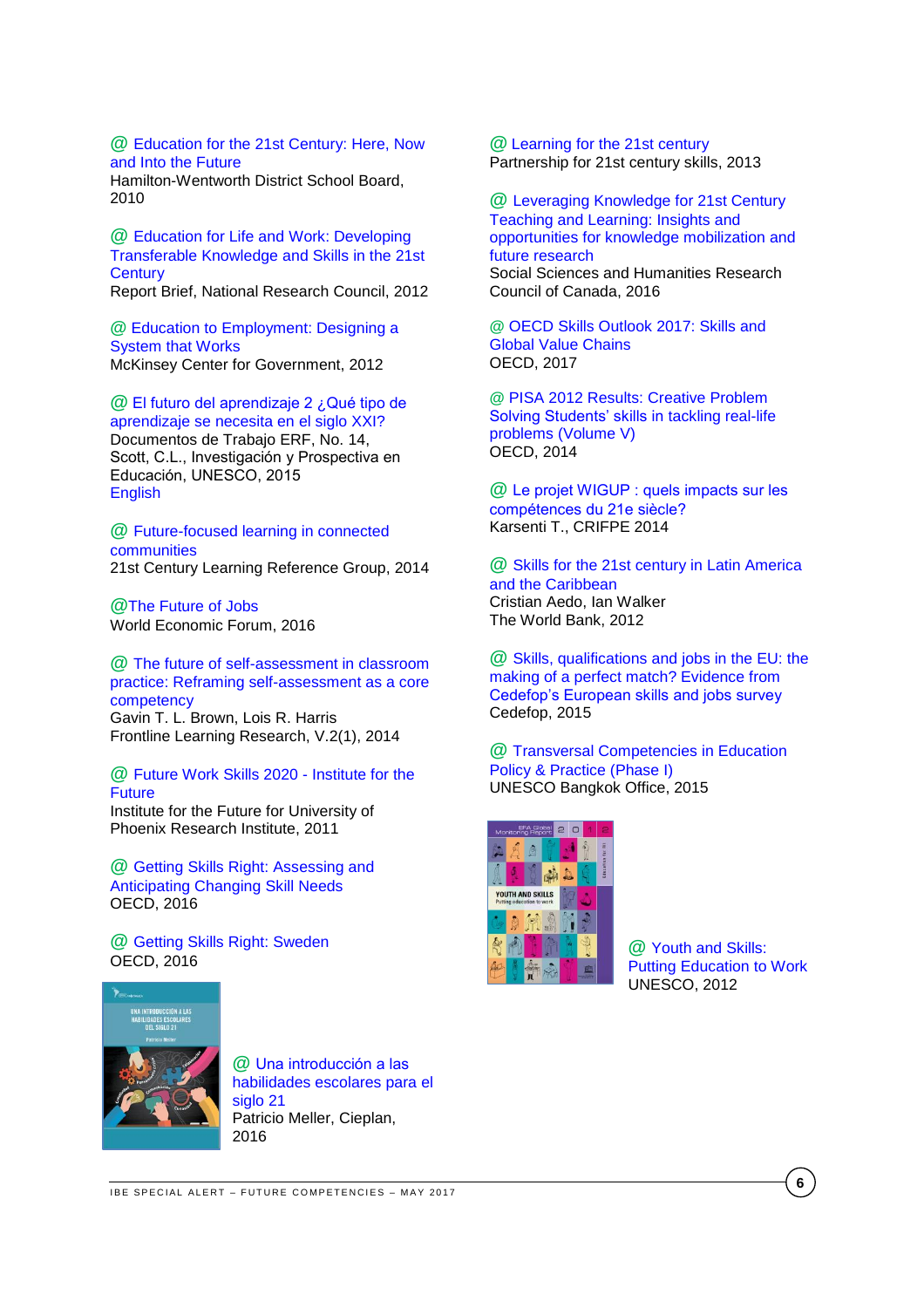@ Education for the 21st Century: Here, Now and Into the Future
Hamilton-Wentworth District School Board, 2010

@ Education for Life and Work: Developing Transferable Knowledge and Skills in the 21st Century
Report Brief, National Research Council, 2012

@ Education to Employment: Designing a System that Works
McKinsey Center for Government, 2012

@ El futuro del aprendizaje 2 ¿Qué tipo de aprendizaje se necesita en el siglo XXI?
Documentos de Trabajo ERF, No. 14, Scott, C.L., Investigación y Prospectiva en Educación, UNESCO, 2015
English

@ Future-focused learning in connected communities
21st Century Learning Reference Group, 2014

@The Future of Jobs
World Economic Forum, 2016

@ The future of self-assessment in classroom practice: Reframing self-assessment as a core competency
Gavin T. L. Brown, Lois R. Harris
Frontline Learning Research, V.2(1), 2014

@ Future Work Skills 2020 - Institute for the Future
Institute for the Future for University of Phoenix Research Institute, 2011

@ Getting Skills Right: Assessing and Anticipating Changing Skill Needs
OECD, 2016

@ Getting Skills Right: Sweden
OECD, 2016

@ Una introducción a las habilidades escolares para el siglo 21
Patricio Meller, Cieplan, 2016

@ Learning for the 21st century
Partnership for 21st century skills, 2013

@ Leveraging Knowledge for 21st Century Teaching and Learning: Insights and opportunities for knowledge mobilization and future research
Social Sciences and Humanities Research Council of Canada, 2016

@ OECD Skills Outlook 2017: Skills and Global Value Chains
OECD, 2017

@ PISA 2012 Results: Creative Problem Solving Students' skills in tackling real-life problems (Volume V)
OECD, 2014

@ Le projet WIGUP : quels impacts sur les compétences du 21e siècle?
Karsenti T., CRIFPE 2014

@ Skills for the 21st century in Latin America and the Caribbean
Cristian Aedo, Ian Walker
The World Bank, 2012

@ Skills, qualifications and jobs in the EU: the making of a perfect match? Evidence from Cedefop's European skills and jobs survey
Cedefop, 2015

@ Transversal Competencies in Education Policy & Practice (Phase I)
UNESCO Bangkok Office, 2015

@ Youth and Skills: Putting Education to Work
UNESCO, 2012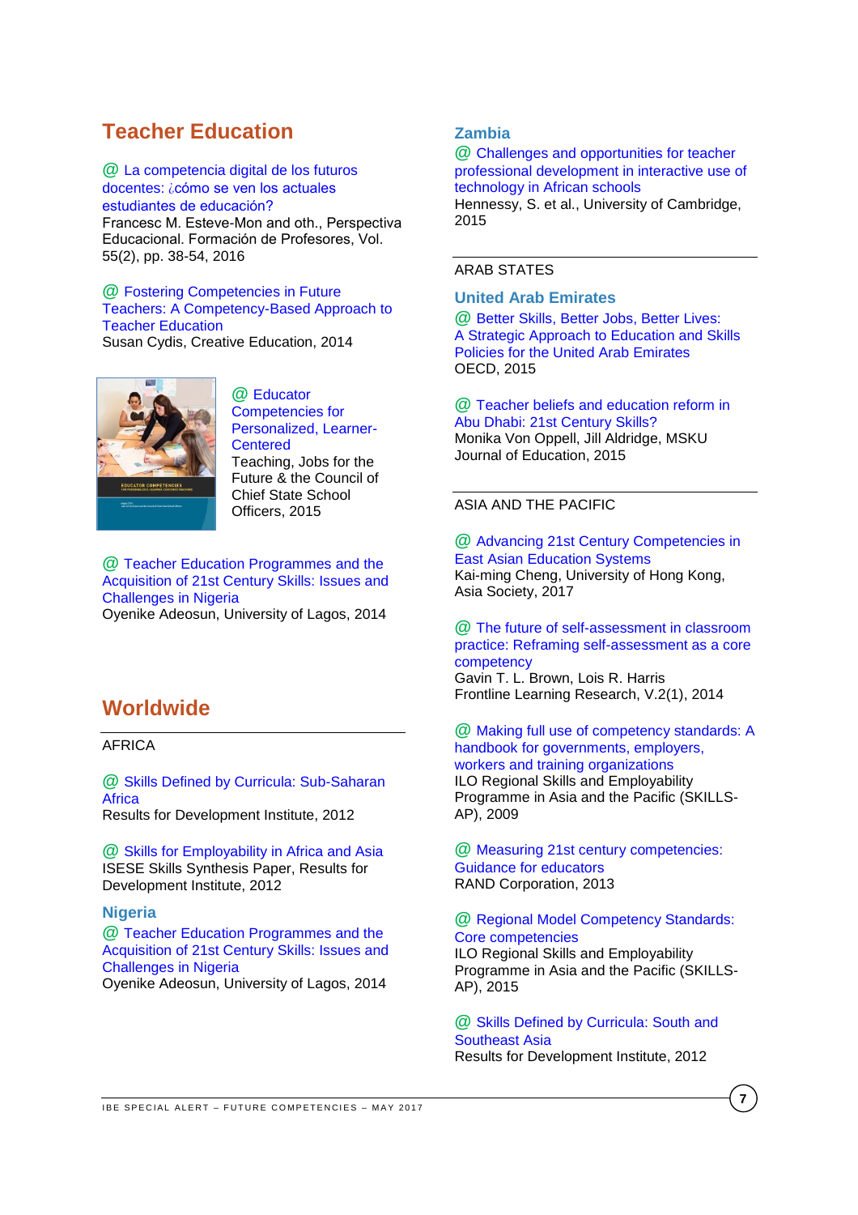## Teacher Education

@ La competencia digital de los futuros docentes: ¿cómo se ven los actuales estudiantes de educación?
Francesc M. Esteve-Mon and oth., Perspectiva Educacional. Formación de Profesores, Vol. 55(2), pp. 38-54, 2016

@ Fostering Competencies in Future Teachers: A Competency-Based Approach to Teacher Education
Susan Cydis, Creative Education, 2014

@ Educator Competencies for Personalized, Learner-Centered
Teaching, Jobs for the Future & the Council of Chief State School Officers, 2015

@ Teacher Education Programmes and the Acquisition of 21st Century Skills: Issues and Challenges in Nigeria
Oyenike Adeosun, University of Lagos, 2014

## Worldwide

AFRICA

@ Skills Defined by Curricula: Sub-Saharan Africa
Results for Development Institute, 2012

@ Skills for Employability in Africa and Asia
ISESE Skills Synthesis Paper, Results for Development Institute, 2012

### Nigeria

@ Teacher Education Programmes and the Acquisition of 21st Century Skills: Issues and Challenges in Nigeria
Oyenike Adeosun, University of Lagos, 2014

### Zambia

@ Challenges and opportunities for teacher professional development in interactive use of technology in African schools
Hennessy, S. et al., University of Cambridge, 2015

ARAB STATES

### United Arab Emirates

@ Better Skills, Better Jobs, Better Lives: A Strategic Approach to Education and Skills Policies for the United Arab Emirates
OECD, 2015

@ Teacher beliefs and education reform in Abu Dhabi: 21st Century Skills?
Monika Von Oppell, Jill Aldridge, MSKU Journal of Education, 2015

ASIA AND THE PACIFIC

@ Advancing 21st Century Competencies in East Asian Education Systems
Kai-ming Cheng, University of Hong Kong, Asia Society, 2017

@ The future of self-assessment in classroom practice: Reframing self-assessment as a core competency
Gavin T. L. Brown, Lois R. Harris
Frontline Learning Research, V.2(1), 2014

@ Making full use of competency standards: A handbook for governments, employers, workers and training organizations
ILO Regional Skills and Employability Programme in Asia and the Pacific (SKILLS-AP), 2009

@ Measuring 21st century competencies: Guidance for educators
RAND Corporation, 2013

@ Regional Model Competency Standards: Core competencies
ILO Regional Skills and Employability Programme in Asia and the Pacific (SKILLS-AP), 2015

@ Skills Defined by Curricula: South and Southeast Asia
Results for Development Institute, 2012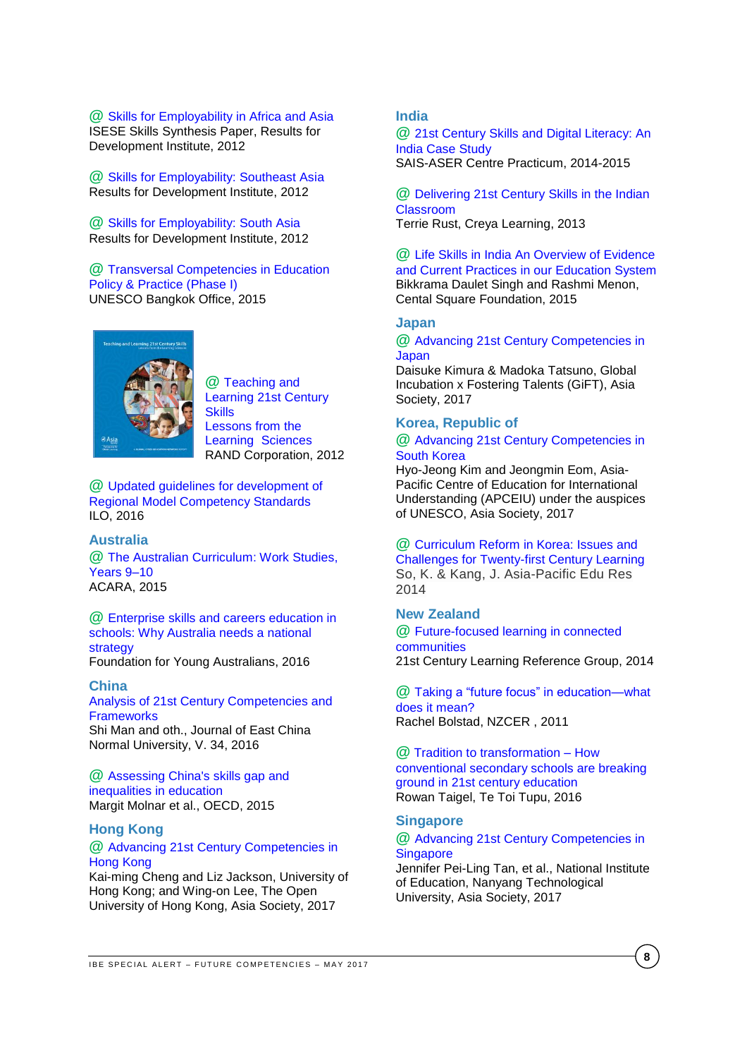@ Skills for Employability in Africa and Asia
ISESE Skills Synthesis Paper, Results for Development Institute, 2012

@ Skills for Employability: Southeast Asia
Results for Development Institute, 2012

@ Skills for Employability: South Asia
Results for Development Institute, 2012

@ Transversal Competencies in Education Policy & Practice (Phase I)
UNESCO Bangkok Office, 2015

@ Teaching and Learning 21st Century Skills Lessons from the Learning Sciences
RAND Corporation, 2012

@ Updated guidelines for development of Regional Model Competency Standards
ILO, 2016

## Australia

@ The Australian Curriculum: Work Studies, Years 9–10
ACARA, 2015

@ Enterprise skills and careers education in schools: Why Australia needs a national strategy
Foundation for Young Australians, 2016

## China

Analysis of 21st Century Competencies and Frameworks
Shi Man and oth., Journal of East China Normal University, V. 34, 2016

@ Assessing China's skills gap and inequalities in education
Margit Molnar et al., OECD, 2015

## Hong Kong

@ Advancing 21st Century Competencies in Hong Kong
Kai-ming Cheng and Liz Jackson, University of Hong Kong; and Wing-on Lee, The Open University of Hong Kong, Asia Society, 2017

## India

@ 21st Century Skills and Digital Literacy: An India Case Study
SAIS-ASER Centre Practicum, 2014-2015

@ Delivering 21st Century Skills in the Indian Classroom
Terrie Rust, Creya Learning, 2013

@ Life Skills in India An Overview of Evidence and Current Practices in our Education System
Bikkrama Daulet Singh and Rashmi Menon, Cental Square Foundation, 2015

## Japan

@ Advancing 21st Century Competencies in Japan
Daisuke Kimura & Madoka Tatsuno, Global Incubation x Fostering Talents (GiFT), Asia Society, 2017

## Korea, Republic of

@ Advancing 21st Century Competencies in South Korea
Hyo-Jeong Kim and Jeongmin Eom, Asia-Pacific Centre of Education for International Understanding (APCEIU) under the auspices of UNESCO, Asia Society, 2017

@ Curriculum Reform in Korea: Issues and Challenges for Twenty-first Century Learning
So, K. & Kang, J. Asia-Pacific Edu Res 2014

## New Zealand

@ Future-focused learning in connected communities
21st Century Learning Reference Group, 2014

@ Taking a "future focus" in education—what does it mean?
Rachel Bolstad, NZCER , 2011

@ Tradition to transformation – How conventional secondary schools are breaking ground in 21st century education
Rowan Taigel, Te Toi Tupu, 2016

## Singapore

@ Advancing 21st Century Competencies in Singapore
Jennifer Pei-Ling Tan, et al., National Institute of Education, Nanyang Technological University, Asia Society, 2017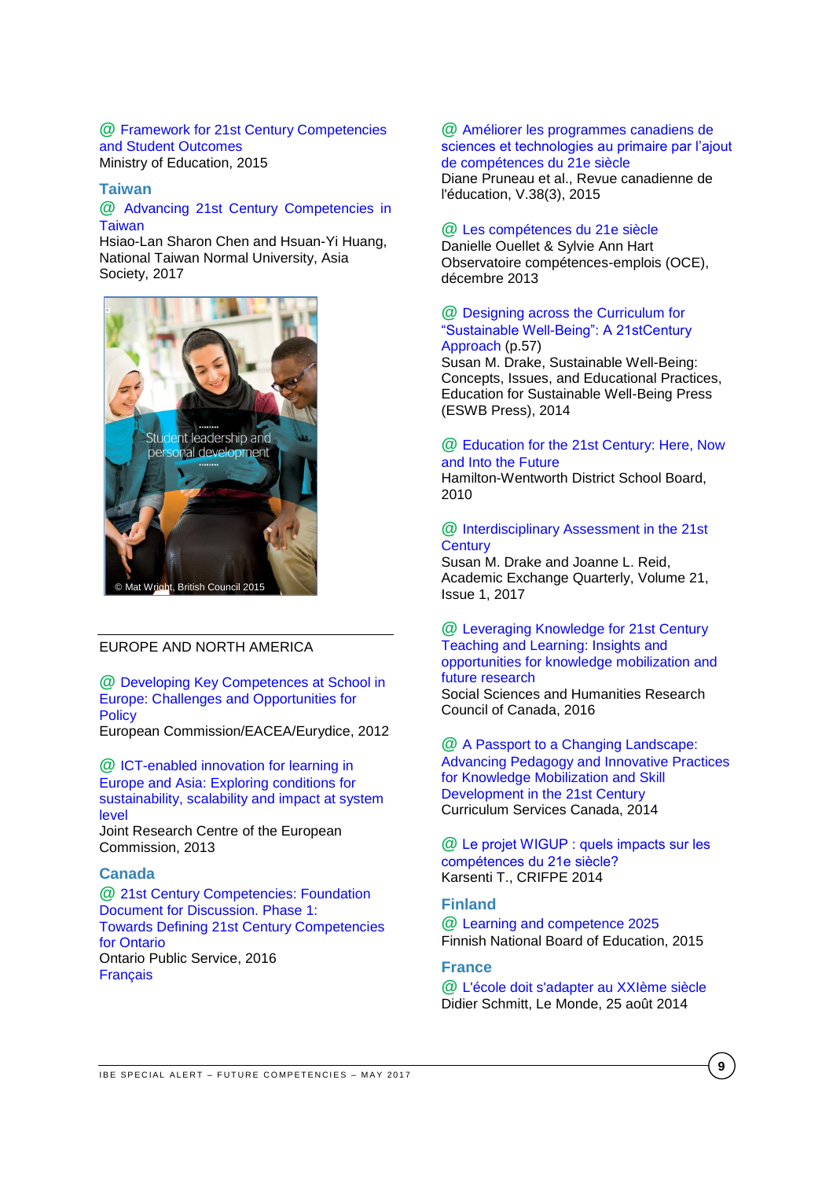@ Framework for 21st Century Competencies and Student Outcomes
Ministry of Education, 2015

### Taiwan

@ Advancing 21st Century Competencies in Taiwan
Hsiao-Lan Sharon Chen and Hsuan-Yi Huang, National Taiwan Normal University, Asia Society, 2017

Student leadership and personal development

© Mat Wright, British Council 2015

## EUROPE AND NORTH AMERICA

@ Developing Key Competences at School in Europe: Challenges and Opportunities for Policy
European Commission/EACEA/Eurydice, 2012

@ ICT-enabled innovation for learning in Europe and Asia: Exploring conditions for sustainability, scalability and impact at system level
Joint Research Centre of the European Commission, 2013

### Canada

@ 21st Century Competencies: Foundation Document for Discussion. Phase 1: Towards Defining 21st Century Competencies for Ontario
Ontario Public Service, 2016
Français

@ Améliorer les programmes canadiens de sciences et technologies au primaire par l'ajout de compétences du 21e siècle
Diane Pruneau et al., Revue canadienne de l'éducation, V.38(3), 2015

@ Les compétences du 21e siècle
Danielle Ouellet & Sylvie Ann Hart
Observatoire compétences-emplois (OCE), décembre 2013

@ Designing across the Curriculum for "Sustainable Well-Being": A 21stCentury Approach (p.57)
Susan M. Drake, Sustainable Well-Being: Concepts, Issues, and Educational Practices, Education for Sustainable Well-Being Press (ESWB Press), 2014

@ Education for the 21st Century: Here, Now and Into the Future
Hamilton-Wentworth District School Board, 2010

@ Interdisciplinary Assessment in the 21st Century
Susan M. Drake and Joanne L. Reid, Academic Exchange Quarterly, Volume 21, Issue 1, 2017

@ Leveraging Knowledge for 21st Century Teaching and Learning: Insights and opportunities for knowledge mobilization and future research
Social Sciences and Humanities Research Council of Canada, 2016

@ A Passport to a Changing Landscape: Advancing Pedagogy and Innovative Practices for Knowledge Mobilization and Skill Development in the 21st Century
Curriculum Services Canada, 2014

@ Le projet WIGUP : quels impacts sur les compétences du 21e siècle?
Karsenti T., CRIFPE 2014

### Finland

@ Learning and competence 2025
Finnish National Board of Education, 2015

### France

@ L'école doit s'adapter au XXIème siècle
Didier Schmitt, Le Monde, 25 août 2014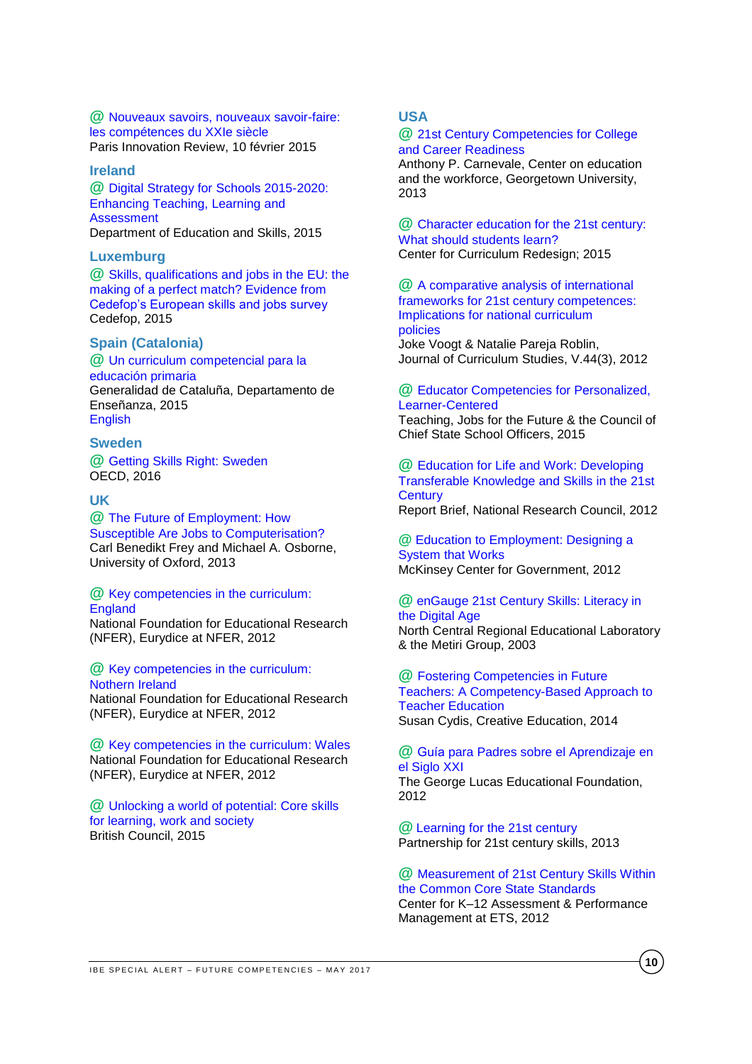@ Nouveaux savoirs, nouveaux savoir-faire: les compétences du XXIe siècle
Paris Innovation Review, 10 février 2015

## Ireland

@ Digital Strategy for Schools 2015-2020: Enhancing Teaching, Learning and Assessment
Department of Education and Skills, 2015

## Luxemburg

@ Skills, qualifications and jobs in the EU: the making of a perfect match? Evidence from Cedefop's European skills and jobs survey
Cedefop, 2015

## Spain (Catalonia)

@ Un curriculum competencial para la educación primaria
Generalidad de Cataluña, Departamento de Enseñanza, 2015
English

## Sweden

@ Getting Skills Right: Sweden
OECD, 2016

## UK

@ The Future of Employment: How Susceptible Are Jobs to Computerisation?
Carl Benedikt Frey and Michael A. Osborne, University of Oxford, 2013

@ Key competencies in the curriculum: England
National Foundation for Educational Research (NFER), Eurydice at NFER, 2012

@ Key competencies in the curriculum: Northern Ireland
National Foundation for Educational Research (NFER), Eurydice at NFER, 2012

@ Key competencies in the curriculum: Wales
National Foundation for Educational Research (NFER), Eurydice at NFER, 2012

@ Unlocking a world of potential: Core skills for learning, work and society
British Council, 2015

## USA

@ 21st Century Competencies for College and Career Readiness
Anthony P. Carnevale, Center on education and the workforce, Georgetown University, 2013

@ Character education for the 21st century: What should students learn?
Center for Curriculum Redesign; 2015

@ A comparative analysis of international frameworks for 21st century competences: Implications for national curriculum policies
Joke Voogt & Natalie Pareja Roblin, Journal of Curriculum Studies, V.44(3), 2012

@ Educator Competencies for Personalized, Learner-Centered
Teaching, Jobs for the Future & the Council of Chief State School Officers, 2015

@ Education for Life and Work: Developing Transferable Knowledge and Skills in the 21st Century
Report Brief, National Research Council, 2012

@ Education to Employment: Designing a System that Works
McKinsey Center for Government, 2012

@ enGauge 21st Century Skills: Literacy in the Digital Age
North Central Regional Educational Laboratory & the Metiri Group, 2003

@ Fostering Competencies in Future Teachers: A Competency-Based Approach to Teacher Education
Susan Cydis, Creative Education, 2014

@ Guía para Padres sobre el Aprendizaje en el Siglo XXI
The George Lucas Educational Foundation, 2012

@ Learning for the 21st century
Partnership for 21st century skills, 2013

@ Measurement of 21st Century Skills Within the Common Core State Standards
Center for K–12 Assessment & Performance Management at ETS, 2012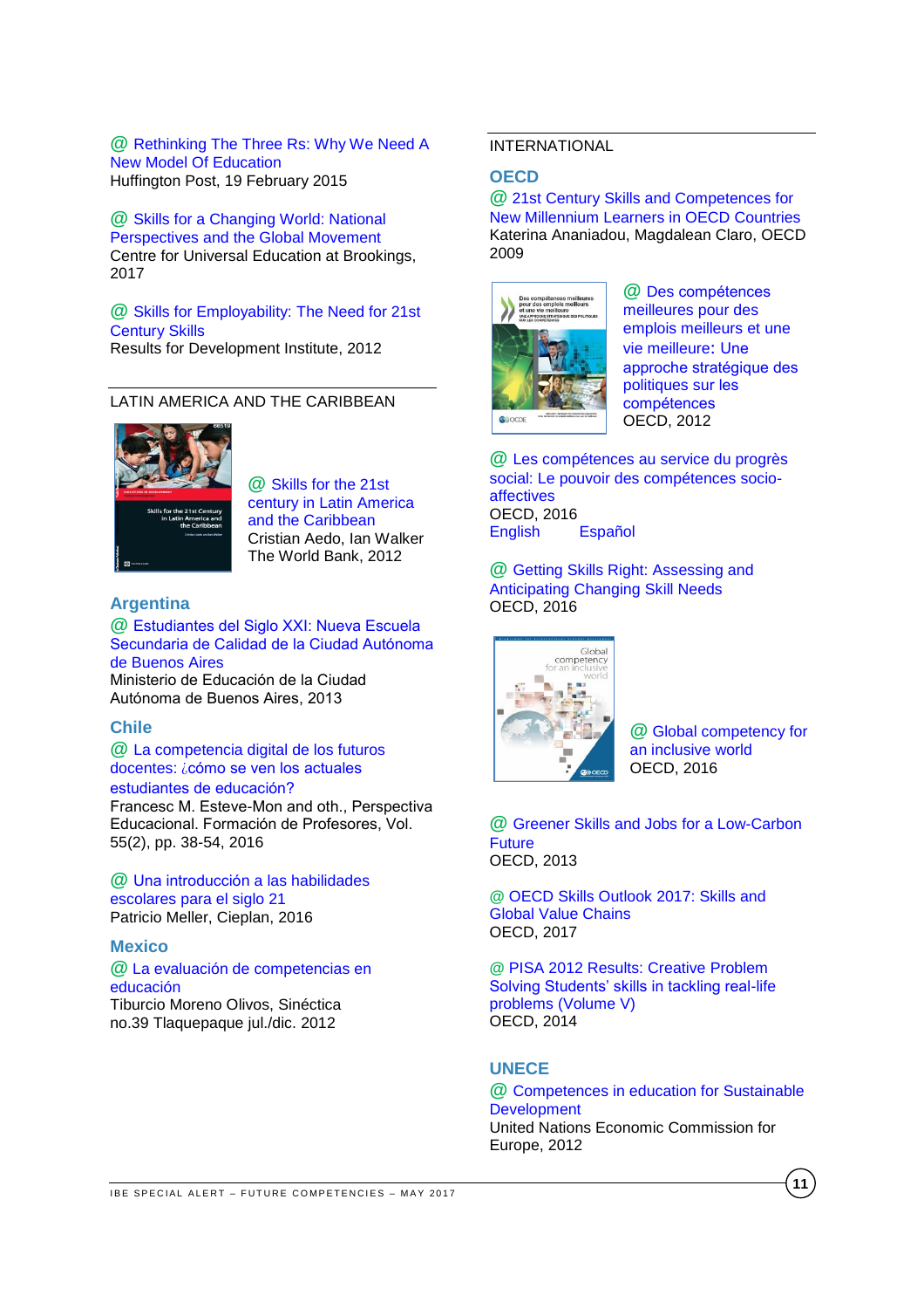@ Rethinking The Three Rs: Why We Need A New Model Of Education
Huffington Post, 19 February 2015

@ Skills for a Changing World: National Perspectives and the Global Movement
Centre for Universal Education at Brookings, 2017

@ Skills for Employability: The Need for 21st Century Skills
Results for Development Institute, 2012

## LATIN AMERICA AND THE CARIBBEAN

@ Skills for the 21st century in Latin America and the Caribbean
Cristian Aedo, Ian Walker
The World Bank, 2012

### Argentina

@ Estudiantes del Siglo XXI: Nueva Escuela Secundaria de Calidad de la Ciudad Autónoma de Buenos Aires
Ministerio de Educación de la Ciudad Autónoma de Buenos Aires, 2013

### Chile

@ La competencia digital de los futuros docentes: ¿cómo se ven los actuales estudiantes de educación?
Francesc M. Esteve-Mon and oth., Perspectiva Educacional. Formación de Profesores, Vol. 55(2), pp. 38-54, 2016

@ Una introducción a las habilidades escolares para el siglo 21
Patricio Meller, Cieplan, 2016

### Mexico

@ La evaluación de competencias en educación
Tiburcio Moreno Olivos, Sinéctica no.39 Tlaquepaque jul./dic. 2012

## INTERNATIONAL

### OECD

@ 21st Century Skills and Competences for New Millennium Learners in OECD Countries
Katerina Ananiadou, Magdalean Claro, OECD 2009

@ Des compétences meilleures pour des emplois meilleurs et une vie meilleure: Une approche stratégique des politiques sur les compétences
OECD, 2012

@ Les compétences au service du progrès social: Le pouvoir des compétences socio-affectives
OECD, 2016
English Español

@ Getting Skills Right: Assessing and Anticipating Changing Skill Needs
OECD, 2016

@ Global competency for an inclusive world
OECD, 2016

@ Greener Skills and Jobs for a Low-Carbon Future
OECD, 2013

@ OECD Skills Outlook 2017: Skills and Global Value Chains
OECD, 2017

@ PISA 2012 Results: Creative Problem Solving Students' skills in tackling real-life problems (Volume V)
OECD, 2014

### UNECE

@ Competences in education for Sustainable Development
United Nations Economic Commission for Europe, 2012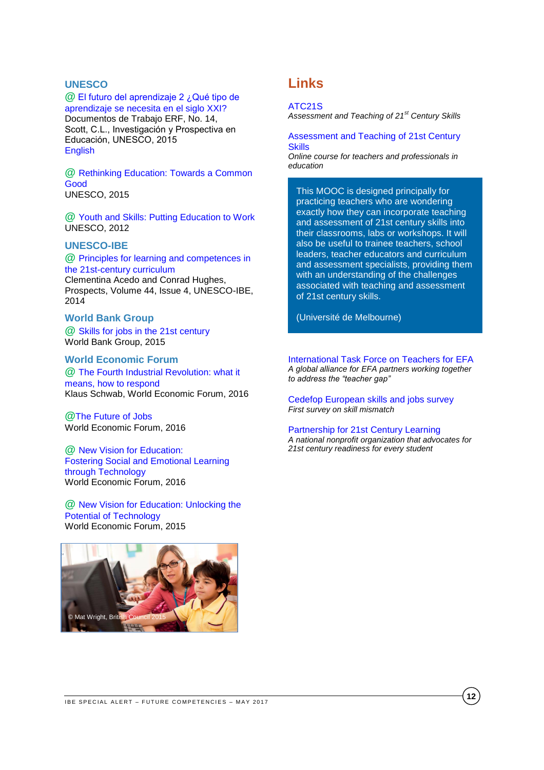### UNESCO

@ El futuro del aprendizaje 2 ¿Qué tipo de aprendizaje se necesita en el siglo XXI?
Documentos de Trabajo ERF, No. 14, Scott, C.L., Investigación y Prospectiva en Educación, UNESCO, 2015
English

@ Rethinking Education: Towards a Common Good
UNESCO, 2015

@ Youth and Skills: Putting Education to Work
UNESCO, 2012

### UNESCO-IBE

@ Principles for learning and competences in the 21st-century curriculum
Clementina Acedo and Conrad Hughes, Prospects, Volume 44, Issue 4, UNESCO-IBE, 2014

### World Bank Group

@ Skills for jobs in the 21st century
World Bank Group, 2015

### World Economic Forum

@ The Fourth Industrial Revolution: what it means, how to respond
Klaus Schwab, World Economic Forum, 2016

@The Future of Jobs
World Economic Forum, 2016

@ New Vision for Education: Fostering Social and Emotional Learning through Technology
World Economic Forum, 2016

@ New Vision for Education: Unlocking the Potential of Technology
World Economic Forum, 2015

© Mat Wright, British Council 2015

## Links

ATC21S
*Assessment and Teaching of 21st Century Skills*

Assessment and Teaching of 21st Century Skills
*Online course for teachers and professionals in education*

> This MOOC is designed principally for practicing teachers who are wondering exactly how they can incorporate teaching and assessment of 21st century skills into their classrooms, labs or workshops. It will also be useful to trainee teachers, school leaders, teacher educators and curriculum and assessment specialists, providing them with an understanding of the challenges associated with teaching and assessment of 21st century skills.
>
> (Université de Melbourne)

International Task Force on Teachers for EFA
*A global alliance for EFA partners working together to address the "teacher gap"*

Cedefop European skills and jobs survey
*First survey on skill mismatch*

Partnership for 21st Century Learning
*A national nonprofit organization that advocates for 21st century readiness for every student*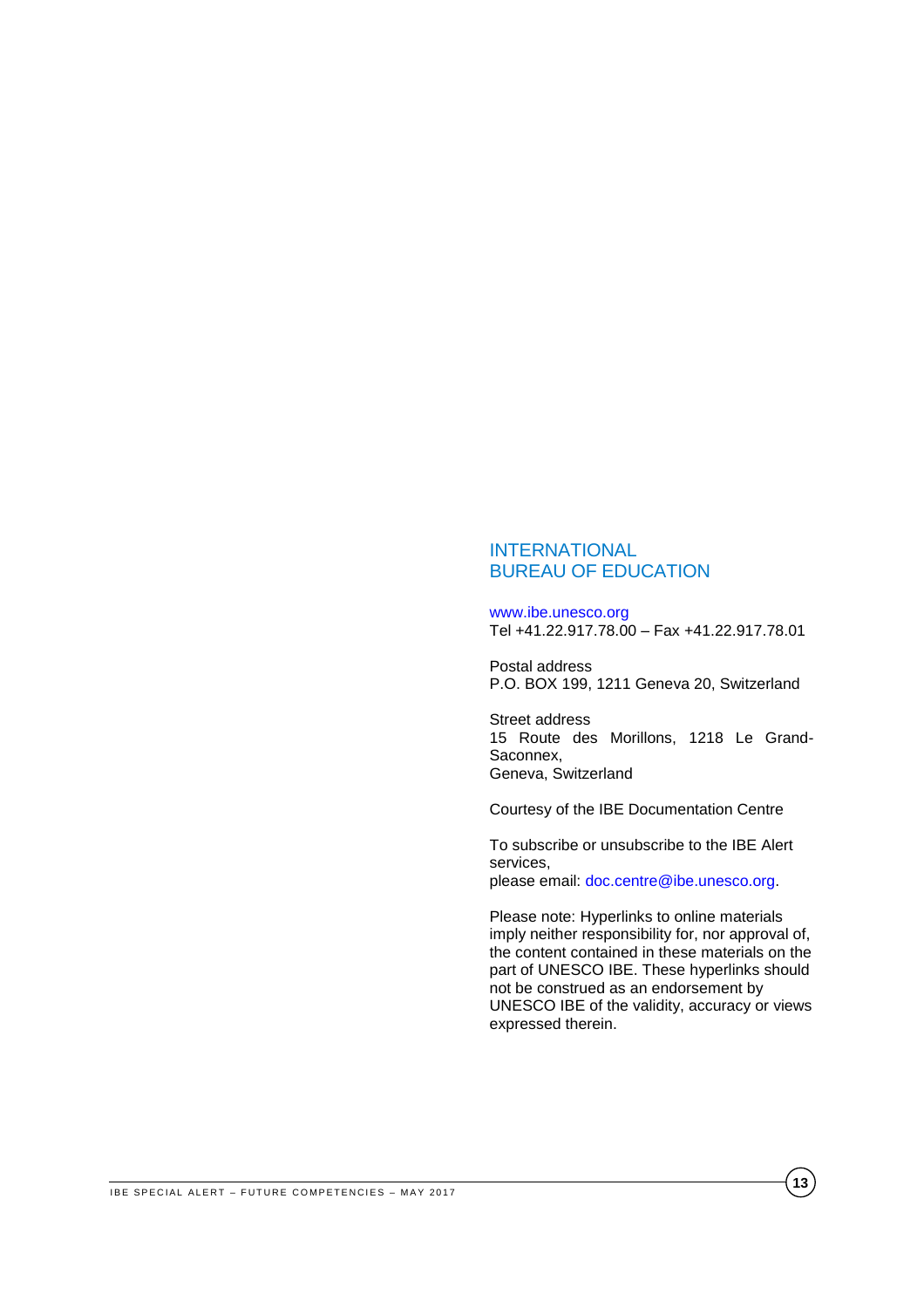## INTERNATIONAL BUREAU OF EDUCATION

www.ibe.unesco.org
Tel +41.22.917.78.00 – Fax +41.22.917.78.01

Postal address
P.O. BOX 199, 1211 Geneva 20, Switzerland

Street address
15 Route des Morillons, 1218 Le Grand-Saconnex,
Geneva, Switzerland

Courtesy of the IBE Documentation Centre

To subscribe or unsubscribe to the IBE Alert services,
please email: doc.centre@ibe.unesco.org.

Please note: Hyperlinks to online materials imply neither responsibility for, nor approval of, the content contained in these materials on the part of UNESCO IBE. These hyperlinks should not be construed as an endorsement by UNESCO IBE of the validity, accuracy or views expressed therein.